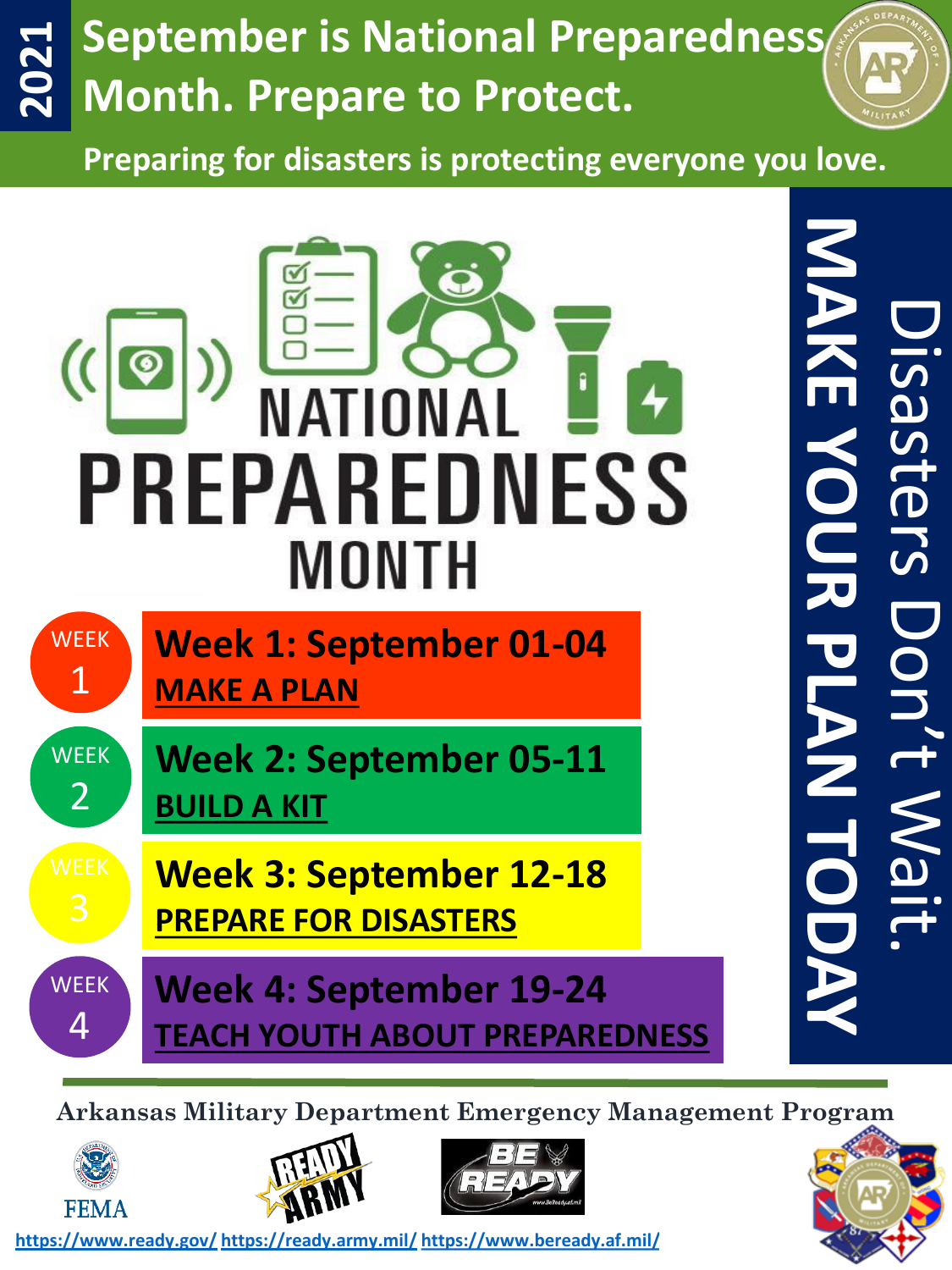# September is National Preparedness Month. Prepare to Protect.

2021

**Preparing for disasters is protecting everyone you love.**

NATIONAL PREPAREDNESS MONTH

**MAKE YOUR PLAN TODAY**

Disasters Don't Wait.

- WEEK 1 — **Week 1: September 01-04** — **MAKE A PLAN**
- WEEK 2 — **Week 2: September 05-11** — **BUILD A KIT**
- WEEK 3 — **Week 3: September 12-18** — **PREPARE FOR DISASTERS**
- WEEK 4 — **Week 4: September 19-24** — **TEACH YOUTH ABOUT PREPAREDNESS**

**Arkansas Military Department Emergency Management Program**

FEMA

READY ARMY

BE READY

https://www.ready.gov/ https://ready.army.mil/ https://www.beready.af.mil/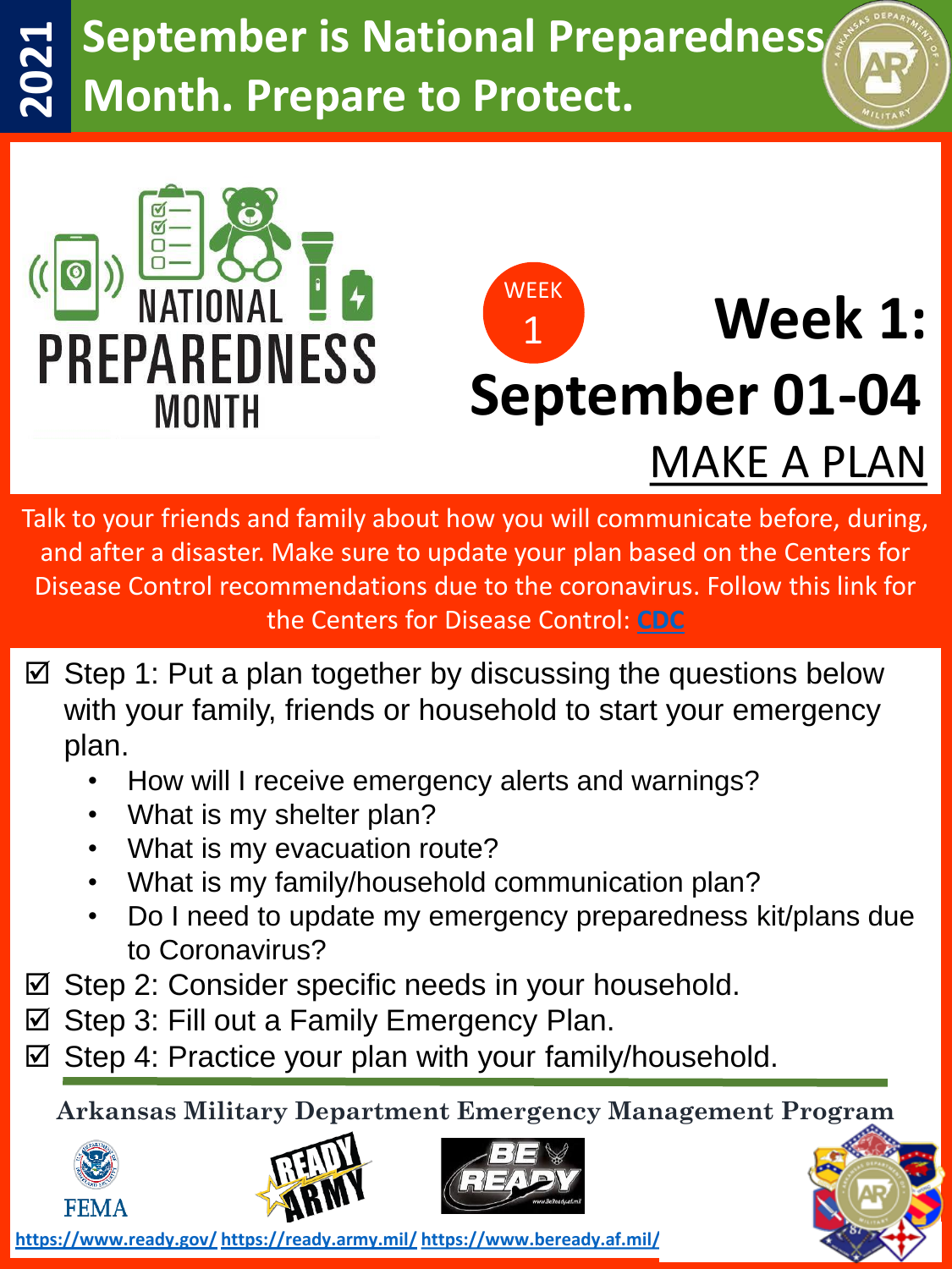# 2021 September is National Preparedness Month. Prepare to Protect.

NATIONAL PREPAREDNESS MONTH

WEEK 1

## Week 1: September 01-04

## MAKE A PLAN

Talk to your friends and family about how you will communicate before, during, and after a disaster. Make sure to update your plan based on the Centers for Disease Control recommendations due to the coronavirus. Follow this link for the Centers for Disease Control: CDC

- ☑ Step 1: Put a plan together by discussing the questions below with your family, friends or household to start your emergency plan.
  - How will I receive emergency alerts and warnings?
  - What is my shelter plan?
  - What is my evacuation route?
  - What is my family/household communication plan?
  - Do I need to update my emergency preparedness kit/plans due to Coronavirus?
- ☑ Step 2: Consider specific needs in your household.
- ☑ Step 3: Fill out a Family Emergency Plan.
- ☑ Step 4: Practice your plan with your family/household.

**Arkansas Military Department Emergency Management Program**

FEMA

https://www.ready.gov/ https://ready.army.mil/ https://www.beready.af.mil/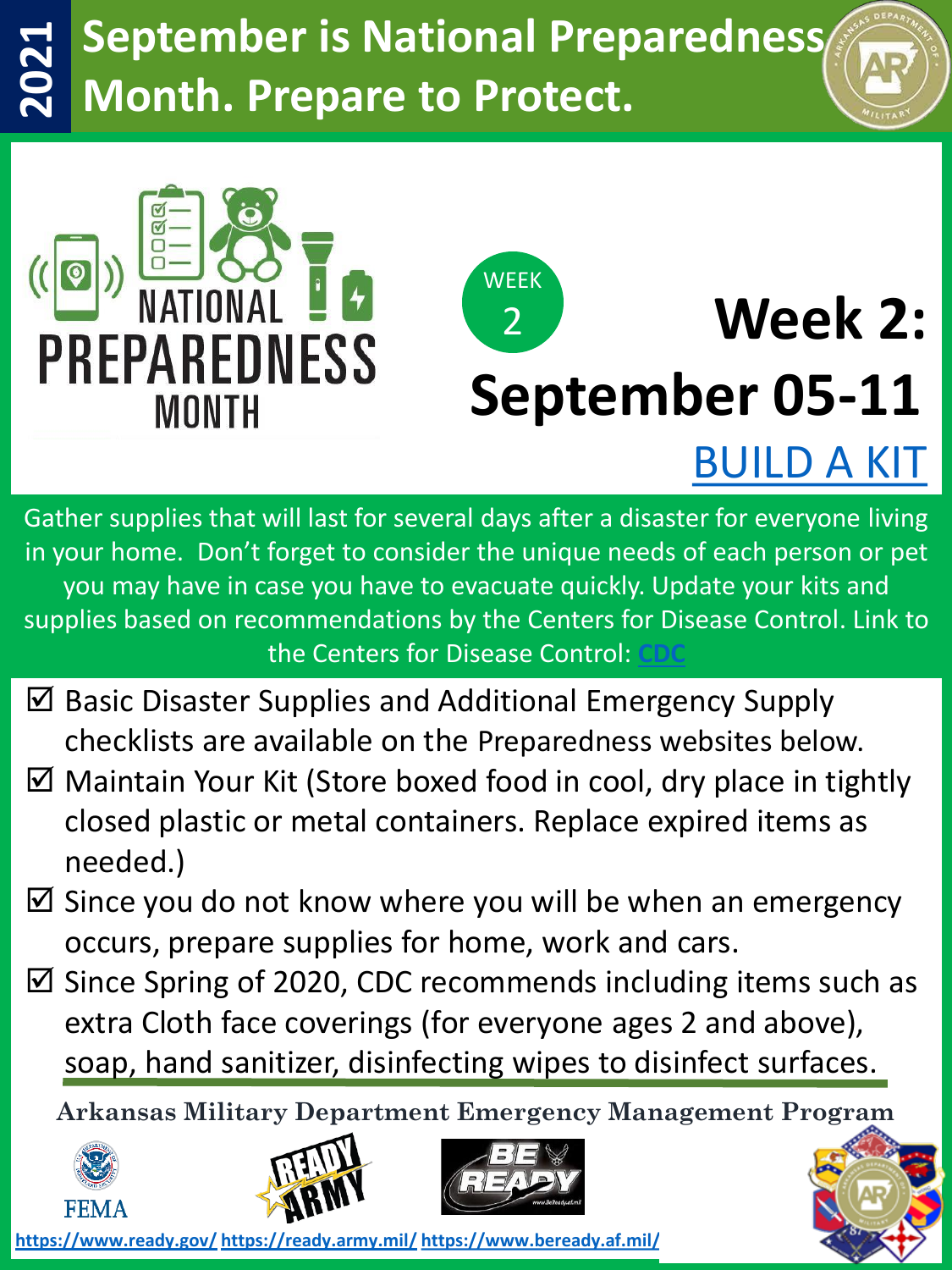2021

# September is National Preparedness Month. Prepare to Protect.

NATIONAL PREPAREDNESS MONTH

WEEK 2

## Week 2: September 05-11

## BUILD A KIT

Gather supplies that will last for several days after a disaster for everyone living in your home. Don't forget to consider the unique needs of each person or pet you may have in case you have to evacuate quickly. Update your kits and supplies based on recommendations by the Centers for Disease Control. Link to the Centers for Disease Control: CDC

- ☑ Basic Disaster Supplies and Additional Emergency Supply checklists are available on the Preparedness websites below.
- ☑ Maintain Your Kit (Store boxed food in cool, dry place in tightly closed plastic or metal containers. Replace expired items as needed.)
- ☑ Since you do not know where you will be when an emergency occurs, prepare supplies for home, work and cars.
- ☑ Since Spring of 2020, CDC recommends including items such as extra Cloth face coverings (for everyone ages 2 and above), soap, hand sanitizer, disinfecting wipes to disinfect surfaces.

**Arkansas Military Department Emergency Management Program**

FEMA

https://www.ready.gov/ https://ready.army.mil/ https://www.beready.af.mil/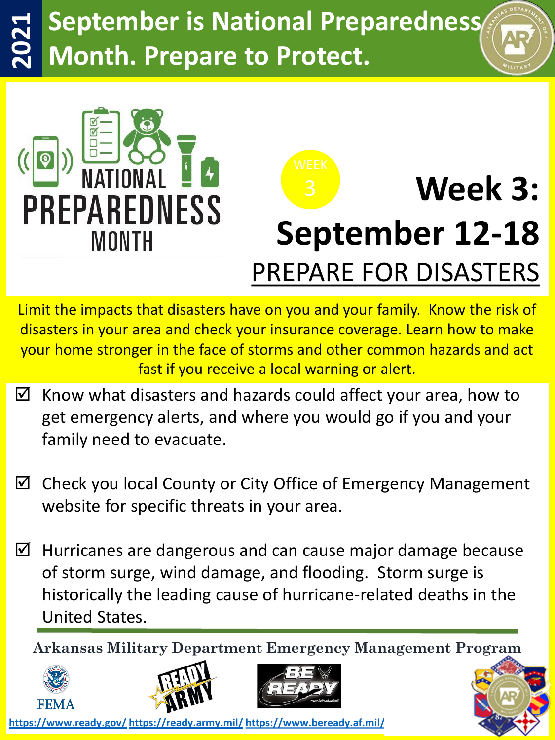# 2021 September is National Preparedness Month. Prepare to Protect.

NATIONAL PREPAREDNESS MONTH

WEEK 3

## Week 3: September 12-18

PREPARE FOR DISASTERS

Limit the impacts that disasters have on you and your family. Know the risk of disasters in your area and check your insurance coverage. Learn how to make your home stronger in the face of storms and other common hazards and act fast if you receive a local warning or alert.

- ☑ Know what disasters and hazards could affect your area, how to get emergency alerts, and where you would go if you and your family need to evacuate.
- ☑ Check you local County or City Office of Emergency Management website for specific threats in your area.
- ☑ Hurricanes are dangerous and can cause major damage because of storm surge, wind damage, and flooding. Storm surge is historically the leading cause of hurricane-related deaths in the United States.

**Arkansas Military Department Emergency Management Program**

FEMA

https://www.ready.gov/ https://ready.army.mil/ https://www.beready.af.mil/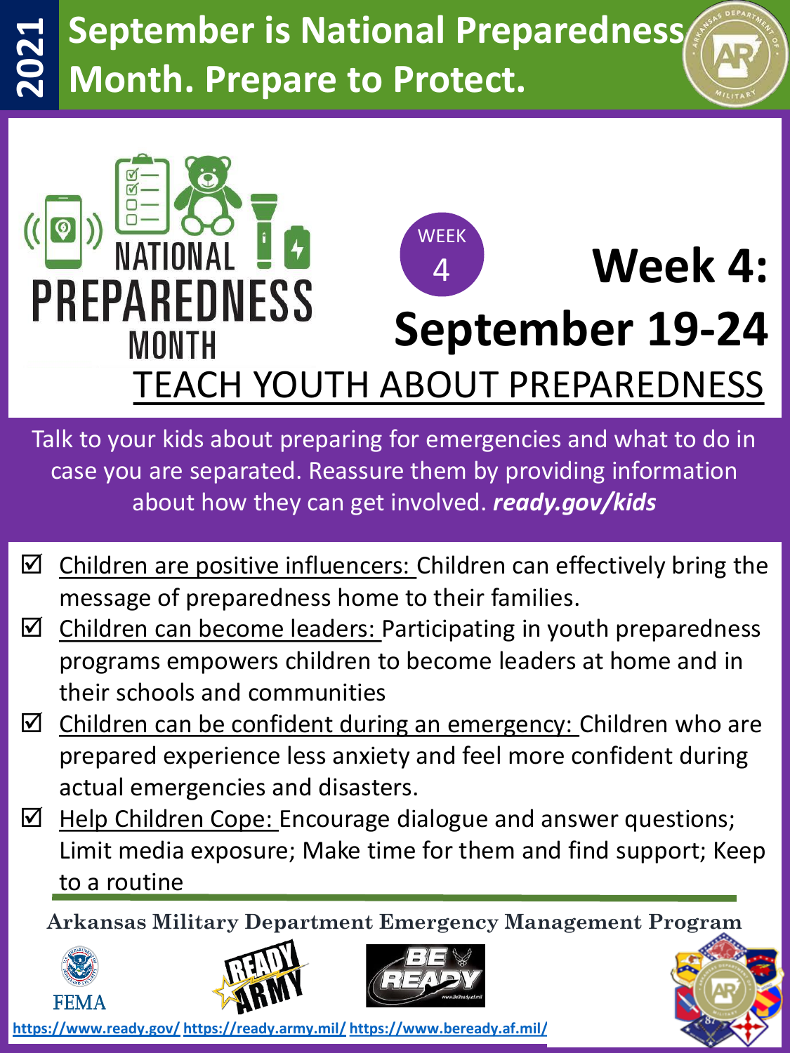2021

# September is National Preparedness Month. Prepare to Protect.

NATIONAL PREPAREDNESS MONTH

WEEK 4

## Week 4: September 19-24

## TEACH YOUTH ABOUT PREPAREDNESS

Talk to your kids about preparing for emergencies and what to do in case you are separated. Reassure them by providing information about how they can get involved. ***ready.gov/kids***

- ☑ Children are positive influencers: Children can effectively bring the message of preparedness home to their families.
- ☑ Children can become leaders: Participating in youth preparedness programs empowers children to become leaders at home and in their schools and communities
- ☑ Children can be confident during an emergency: Children who are prepared experience less anxiety and feel more confident during actual emergencies and disasters.
- ☑ Help Children Cope: Encourage dialogue and answer questions; Limit media exposure; Make time for them and find support; Keep to a routine

**Arkansas Military Department Emergency Management Program**

FEMA

https://www.ready.gov/ https://ready.army.mil/ https://www.beready.af.mil/